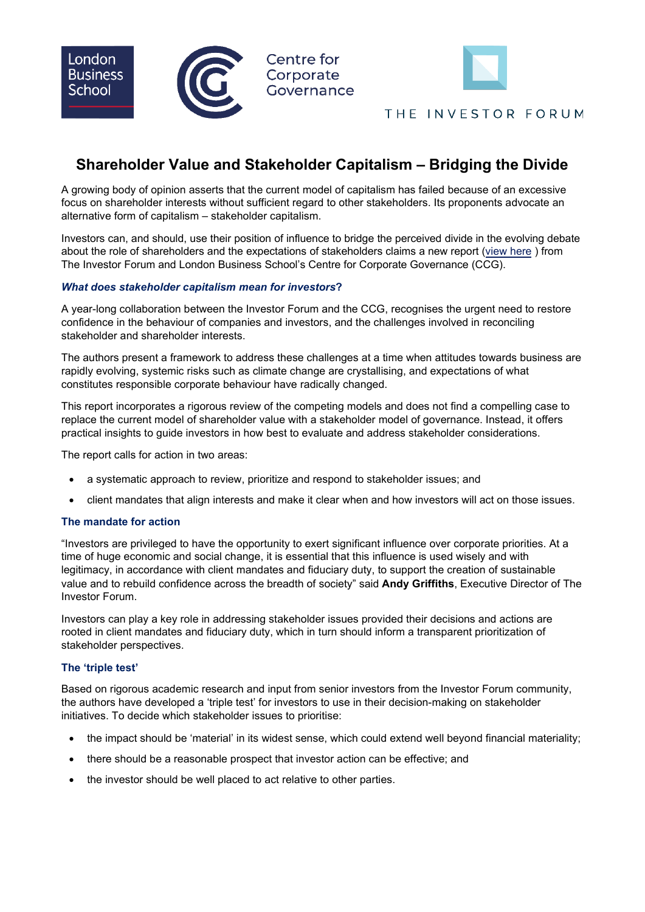London Business School

Centre for Corporate Governance

THE INVESTOR FORUM

# Shareholder Value and Stakeholder Capitalism – Bridging the Divide

A growing body of opinion asserts that the current model of capitalism has failed because of an excessive focus on shareholder interests without sufficient regard to other stakeholders. Its proponents advocate an alternative form of capitalism – stakeholder capitalism.

Investors can, and should, use their position of influence to bridge the perceived divide in the evolving debate about the role of shareholders and the expectations of stakeholders claims a new report (view here ) from The Investor Forum and London Business School's Centre for Corporate Governance (CCG).

### *What does stakeholder capitalism mean for investors***?**

A year-long collaboration between the Investor Forum and the CCG, recognises the urgent need to restore confidence in the behaviour of companies and investors, and the challenges involved in reconciling stakeholder and shareholder interests.

The authors present a framework to address these challenges at a time when attitudes towards business are rapidly evolving, systemic risks such as climate change are crystallising, and expectations of what constitutes responsible corporate behaviour have radically changed.

This report incorporates a rigorous review of the competing models and does not find a compelling case to replace the current model of shareholder value with a stakeholder model of governance. Instead, it offers practical insights to guide investors in how best to evaluate and address stakeholder considerations.

The report calls for action in two areas:

- a systematic approach to review, prioritize and respond to stakeholder issues; and
- client mandates that align interests and make it clear when and how investors will act on those issues.

### The mandate for action

"Investors are privileged to have the opportunity to exert significant influence over corporate priorities. At a time of huge economic and social change, it is essential that this influence is used wisely and with legitimacy, in accordance with client mandates and fiduciary duty, to support the creation of sustainable value and to rebuild confidence across the breadth of society" said **Andy Griffiths**, Executive Director of The Investor Forum.

Investors can play a key role in addressing stakeholder issues provided their decisions and actions are rooted in client mandates and fiduciary duty, which in turn should inform a transparent prioritization of stakeholder perspectives.

### The 'triple test'

Based on rigorous academic research and input from senior investors from the Investor Forum community, the authors have developed a 'triple test' for investors to use in their decision-making on stakeholder initiatives. To decide which stakeholder issues to prioritise:

- the impact should be 'material' in its widest sense, which could extend well beyond financial materiality;
- there should be a reasonable prospect that investor action can be effective; and
- the investor should be well placed to act relative to other parties.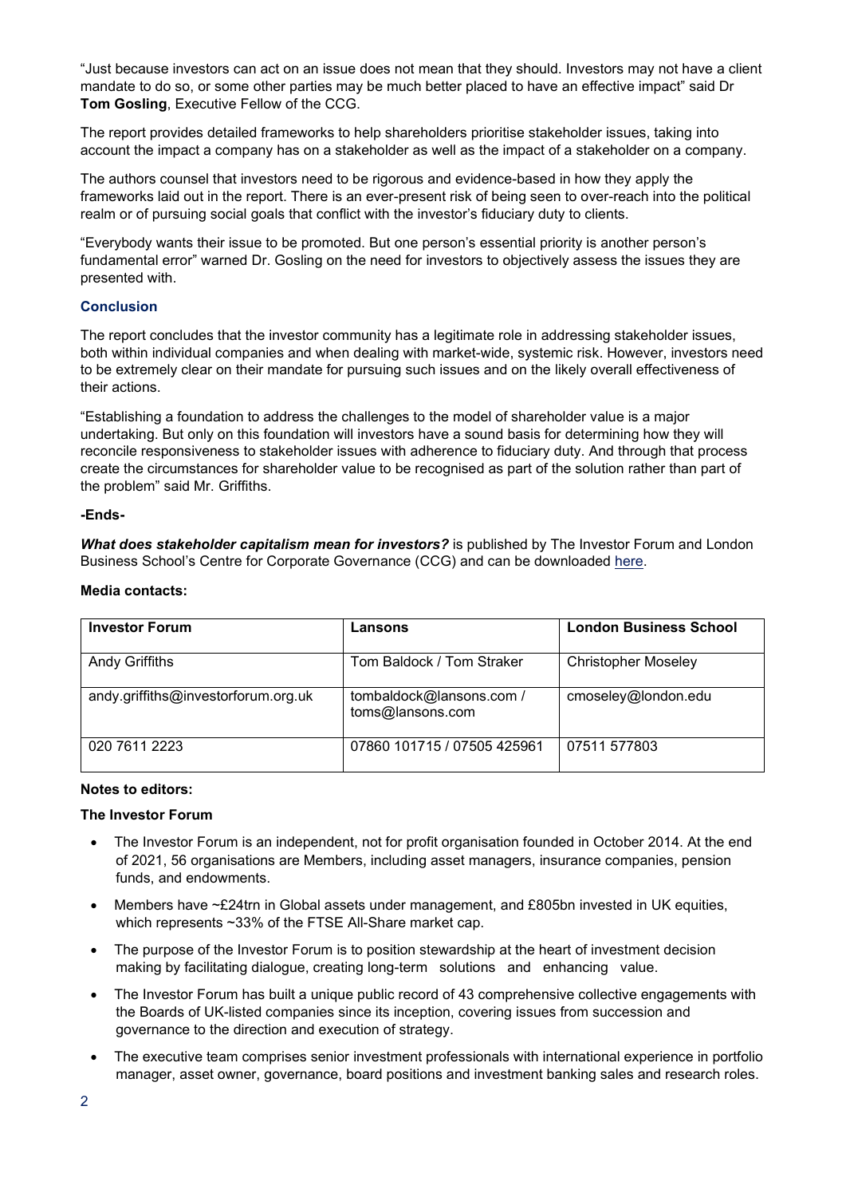"Just because investors can act on an issue does not mean that they should. Investors may not have a client mandate to do so, or some other parties may be much better placed to have an effective impact" said Dr **Tom Gosling**, Executive Fellow of the CCG.

The report provides detailed frameworks to help shareholders prioritise stakeholder issues, taking into account the impact a company has on a stakeholder as well as the impact of a stakeholder on a company.

The authors counsel that investors need to be rigorous and evidence-based in how they apply the frameworks laid out in the report. There is an ever-present risk of being seen to over-reach into the political realm or of pursuing social goals that conflict with the investor's fiduciary duty to clients.

"Everybody wants their issue to be promoted. But one person's essential priority is another person's fundamental error" warned Dr. Gosling on the need for investors to objectively assess the issues they are presented with.

### Conclusion

The report concludes that the investor community has a legitimate role in addressing stakeholder issues, both within individual companies and when dealing with market-wide, systemic risk. However, investors need to be extremely clear on their mandate for pursuing such issues and on the likely overall effectiveness of their actions.

"Establishing a foundation to address the challenges to the model of shareholder value is a major undertaking. But only on this foundation will investors have a sound basis for determining how they will reconcile responsiveness to stakeholder issues with adherence to fiduciary duty. And through that process create the circumstances for shareholder value to be recognised as part of the solution rather than part of the problem" said Mr. Griffiths.

**-Ends-**

***What does stakeholder capitalism mean for investors?*** is published by The Investor Forum and London Business School's Centre for Corporate Governance (CCG) and can be downloaded here.

**Media contacts:**

| **Investor Forum** | **Lansons** | **London Business School** |
|---|---|---|
| Andy Griffiths | Tom Baldock / Tom Straker | Christopher Moseley |
| andy.griffiths@investorforum.org.uk | tombaldock@lansons.com / toms@lansons.com | cmoseley@london.edu |
| 020 7611 2223 | 07860 101715 / 07505 425961 | 07511 577803 |

**Notes to editors:**

**The Investor Forum**

- The Investor Forum is an independent, not for profit organisation founded in October 2014. At the end of 2021, 56 organisations are Members, including asset managers, insurance companies, pension funds, and endowments.
- Members have ~£24trn in Global assets under management, and £805bn invested in UK equities, which represents ~33% of the FTSE All-Share market cap.
- The purpose of the Investor Forum is to position stewardship at the heart of investment decision making by facilitating dialogue, creating long-term solutions and enhancing value.
- The Investor Forum has built a unique public record of 43 comprehensive collective engagements with the Boards of UK-listed companies since its inception, covering issues from succession and governance to the direction and execution of strategy.
- The executive team comprises senior investment professionals with international experience in portfolio manager, asset owner, governance, board positions and investment banking sales and research roles.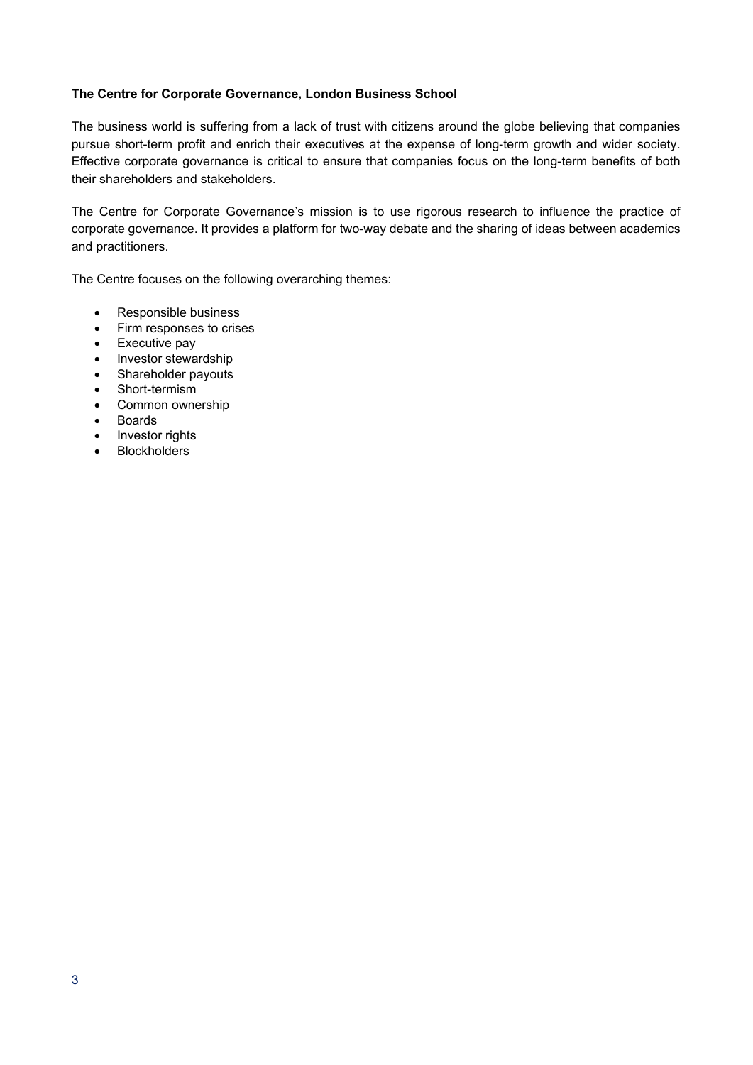**The Centre for Corporate Governance, London Business School**

The business world is suffering from a lack of trust with citizens around the globe believing that companies pursue short-term profit and enrich their executives at the expense of long-term growth and wider society. Effective corporate governance is critical to ensure that companies focus on the long-term benefits of both their shareholders and stakeholders.

The Centre for Corporate Governance's mission is to use rigorous research to influence the practice of corporate governance. It provides a platform for two-way debate and the sharing of ideas between academics and practitioners.

The Centre focuses on the following overarching themes:

- Responsible business
- Firm responses to crises
- Executive pay
- Investor stewardship
- Shareholder payouts
- Short-termism
- Common ownership
- Boards
- Investor rights
- Blockholders